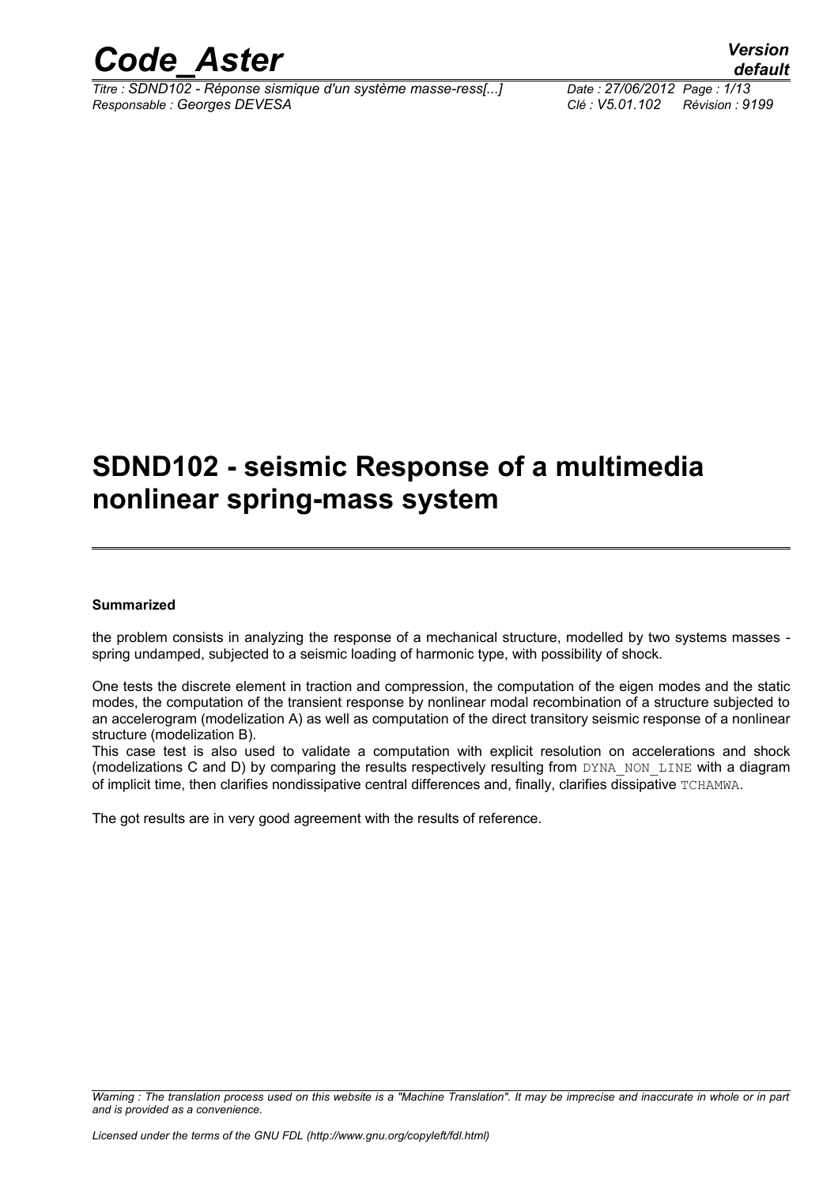# SDND102 - seismic Response of a multimedia nonlinear spring-mass system

**Summarized**

the problem consists in analyzing the response of a mechanical structure, modelled by two systems masses - spring undamped, subjected to a seismic loading of harmonic type, with possibility of shock.

One tests the discrete element in traction and compression, the computation of the eigen modes and the static modes, the computation of the transient response by nonlinear modal recombination of a structure subjected to an accelerogram (modelization A) as well as computation of the direct transitory seismic response of a nonlinear structure (modelization B).

This case test is also used to validate a computation with explicit resolution on accelerations and shock (modelizations C and D) by comparing the results respectively resulting from DYNA_NON_LINE with a diagram of implicit time, then clarifies nondissipative central differences and, finally, clarifies dissipative TCHAMWA.

The got results are in very good agreement with the results of reference.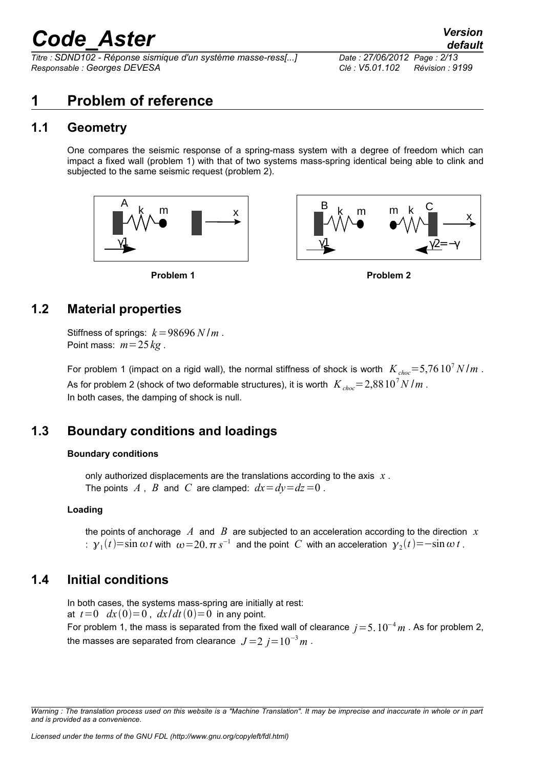# 1 Problem of reference

## 1.1 Geometry

One compares the seismic response of a spring-mass system with a degree of freedom which can impact a fixed wall (problem 1) with that of two systems mass-spring identical being able to clink and subjected to the same seismic request (problem 2).

**Problem 1**

**Problem 2**

## 1.2 Material properties

Stiffness of springs: $k = 98696\ N/m$.
Point mass: $m = 25\ kg$.

For problem 1 (impact on a rigid wall), the normal stiffness of shock is worth $K_{choc} = 5{,}76\ 10^7\ N/m$.
As for problem 2 (shock of two deformable structures), it is worth $K_{choc} = 2{,}88\ 10^7\ N/m$.
In both cases, the damping of shock is null.

## 1.3 Boundary conditions and loadings

**Boundary conditions**

only authorized displacements are the translations according to the axis $x$.
The points $A$, $B$ and $C$ are clamped: $dx = dy = dz = 0$.

**Loading**

the points of anchorage $A$ and $B$ are subjected to an acceleration according to the direction $x$ : $\gamma_1(t) = \sin \omega t$ with $\omega = 20.\pi\ s^{-1}$ and the point $C$ with an acceleration $\gamma_2(t) = -\sin \omega t$.

## 1.4 Initial conditions

In both cases, the systems mass-spring are initially at rest:
at $t = 0$ $dx(0) = 0$, $dx/dt(0) = 0$ in any point.
For problem 1, the mass is separated from the fixed wall of clearance $j = 5.\ 10^{-4}\ m$. As for problem 2, the masses are separated from clearance $J = 2\ j = 10^{-3}\ m$.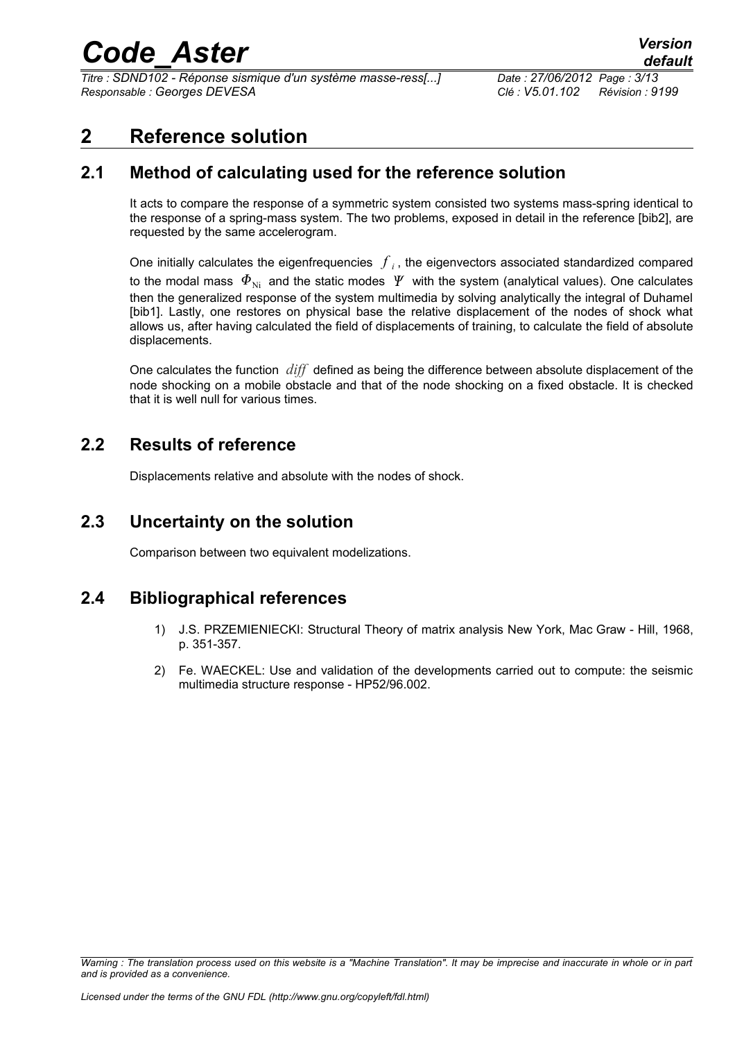# 2 Reference solution

## 2.1 Method of calculating used for the reference solution

It acts to compare the response of a symmetric system consisted two systems mass-spring identical to the response of a spring-mass system. The two problems, exposed in detail in the reference [bib2], are requested by the same accelerogram.

One initially calculates the eigenfrequencies $f_i$, the eigenvectors associated standardized compared to the modal mass $\Phi_{\mathrm{Ni}}$ and the static modes $\Psi$ with the system (analytical values). One calculates then the generalized response of the system multimedia by solving analytically the integral of Duhamel [bib1]. Lastly, one restores on physical base the relative displacement of the nodes of shock what allows us, after having calculated the field of displacements of training, to calculate the field of absolute displacements.

One calculates the function $diff$ defined as being the difference between absolute displacement of the node shocking on a mobile obstacle and that of the node shocking on a fixed obstacle. It is checked that it is well null for various times.

## 2.2 Results of reference

Displacements relative and absolute with the nodes of shock.

## 2.3 Uncertainty on the solution

Comparison between two equivalent modelizations.

## 2.4 Bibliographical references

1) J.S. PRZEMIENIECKI: Structural Theory of matrix analysis New York, Mac Graw - Hill, 1968, p. 351-357.
2) Fe. WAECKEL: Use and validation of the developments carried out to compute: the seismic multimedia structure response - HP52/96.002.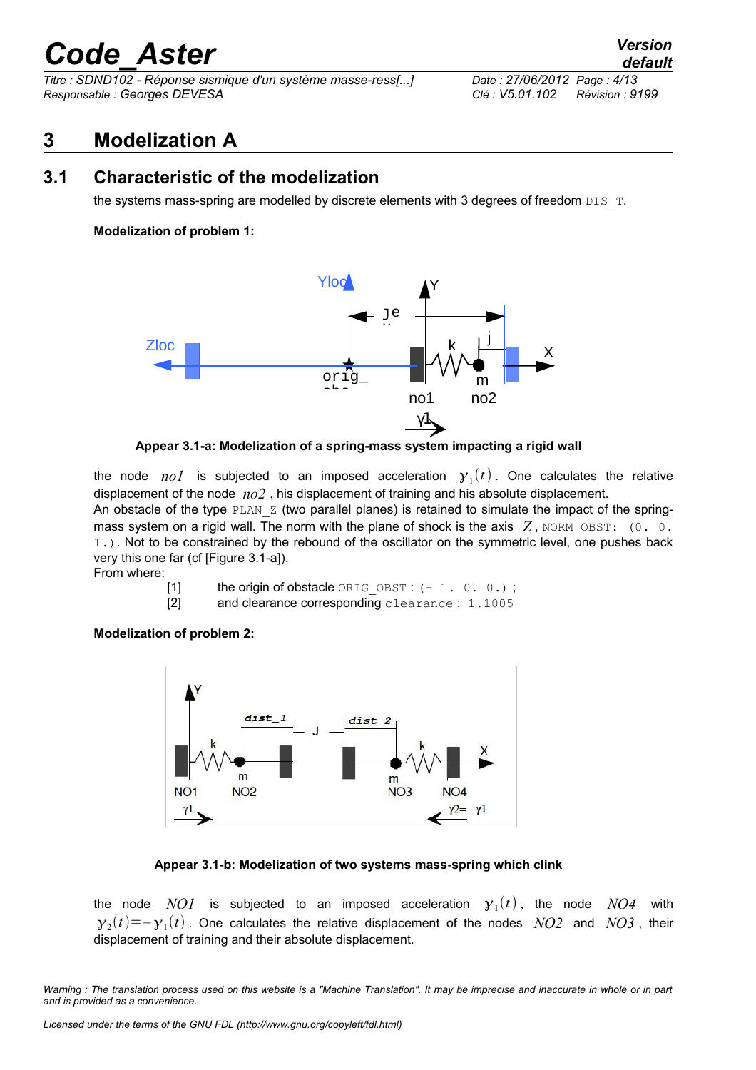# 3 Modelization A

## 3.1 Characteristic of the modelization

the systems mass-spring are modelled by discrete elements with 3 degrees of freedom `DIS_T`.

**Modelization of problem 1:**

**Appear 3.1-a: Modelization of a spring-mass system impacting a rigid wall**

the node $no1$ is subjected to an imposed acceleration $\gamma_1(t)$. One calculates the relative displacement of the node $no2$, his displacement of training and his absolute displacement.

An obstacle of the type `PLAN_Z` (two parallel planes) is retained to simulate the impact of the spring-mass system on a rigid wall. The norm with the plane of shock is the axis $Z$, `NORM_OBST: (0. 0. 1.)`. Not to be constrained by the rebound of the oscillator on the symmetric level, one pushes back very this one far (cf [Figure 3.1-a]).

From where:

[1] the origin of obstacle `ORIG_OBST : (- 1. 0. 0.) ;`
[2] and clearance corresponding `clearance : 1.1005`

**Modelization of problem 2:**

**Appear 3.1-b: Modelization of two systems mass-spring which clink**

the node $NO1$ is subjected to an imposed acceleration $\gamma_1(t)$, the node $NO4$ with $\gamma_2(t)=-\gamma_1(t)$. One calculates the relative displacement of the nodes $NO2$ and $NO3$, their displacement of training and their absolute displacement.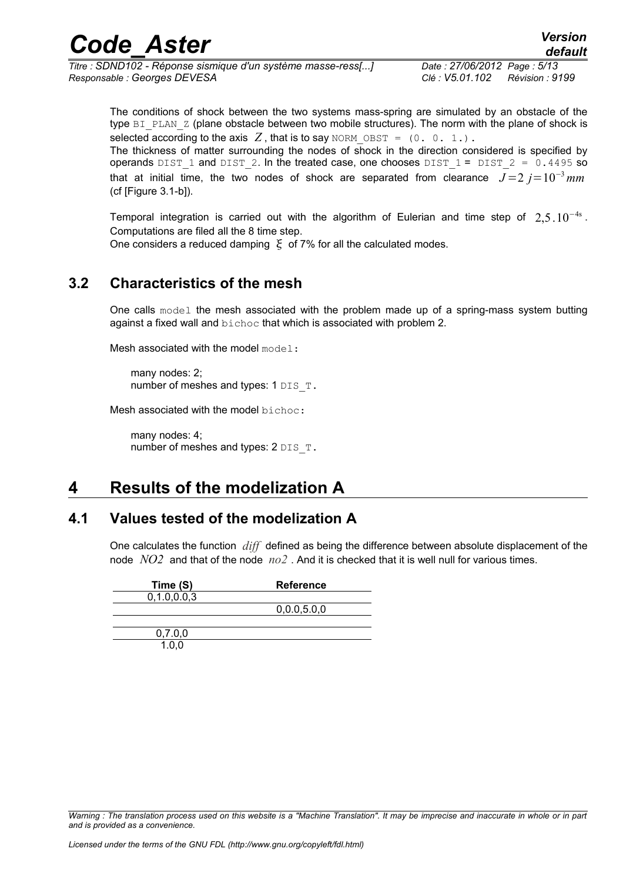The conditions of shock between the two systems mass-spring are simulated by an obstacle of the type BI_PLAN_Z (plane obstacle between two mobile structures). The norm with the plane of shock is selected according to the axis $Z$, that is to say NORM_OBST = (0. 0. 1.).

The thickness of matter surrounding the nodes of shock in the direction considered is specified by operands DIST_1 and DIST_2. In the treated case, one chooses DIST_1 = DIST_2 = 0.4495 so that at initial time, the two nodes of shock are separated from clearance $J=2\,j=10^{-3}\,mm$ (cf [Figure 3.1-b]).

Temporal integration is carried out with the algorithm of Eulerian and time step of $2{,}5.10^{-4s}$. Computations are filed all the 8 time step.

One considers a reduced damping $\xi$ of 7% for all the calculated modes.

## 3.2 Characteristics of the mesh

One calls model the mesh associated with the problem made up of a spring-mass system butting against a fixed wall and bichoc that which is associated with problem 2.

Mesh associated with the model model:

many nodes: 2;
number of meshes and types: 1 DIS_T.

Mesh associated with the model bichoc:

many nodes: 4;
number of meshes and types: 2 DIS_T.

# 4 Results of the modelization A

## 4.1 Values tested of the modelization A

One calculates the function $diff$ defined as being the difference between absolute displacement of the node $NO2$ and that of the node $no2$. And it is checked that it is well null for various times.

| Time (S) | Reference |
|---|---|
| 0,1.0,0.0,3 | |
| | 0,0.0,5.0,0 |
| | |
| 0,7.0,0 | |
| 1.0,0 | |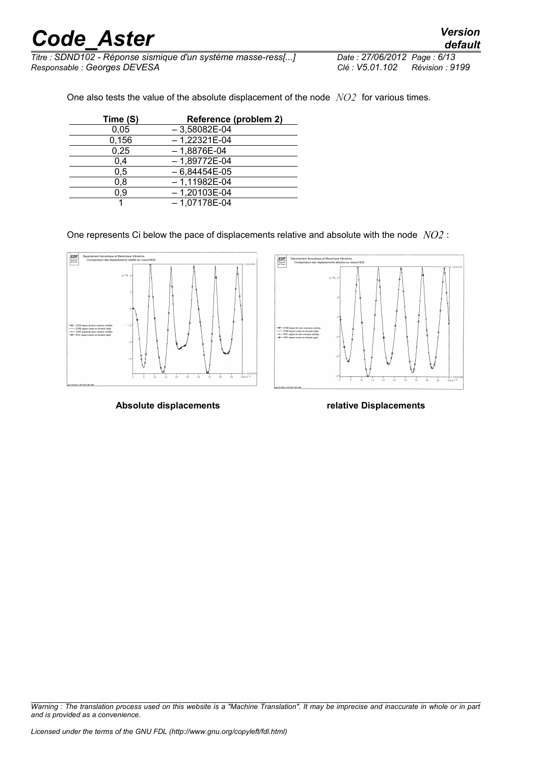One also tests the value of the absolute displacement of the node $NO2$ for various times.

| Time (S) | Reference (problem 2) |
|---|---|
| 0,05 | – 3,58082E-04 |
| 0,156 | – 1,22321E-04 |
| 0,25 | – 1,8876E-04 |
| 0,4 | – 1,89772E-04 |
| 0,5 | – 6,84454E-05 |
| 0,8 | – 1,11982E-04 |
| 0,9 | – 1,20103E-04 |
| 1 | – 1,07178E-04 |

One represents Ci below the pace of displacements relative and absolute with the node $NO2$ :

**Absolute displacements** **relative Displacements**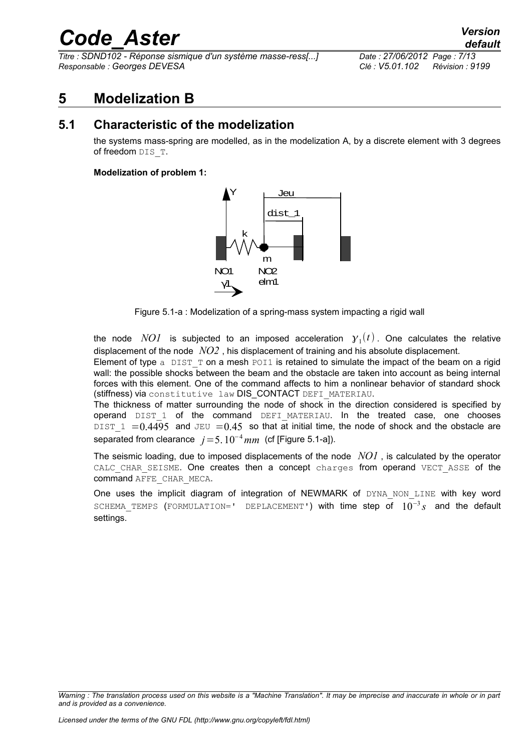# 5 Modelization B

## 5.1 Characteristic of the modelization

the systems mass-spring are modelled, as in the modelization A, by a discrete element with 3 degrees of freedom DIS_T.

**Modelization of problem 1:**

Figure 5.1-a : Modelization of a spring-mass system impacting a rigid wall

the node $NO1$ is subjected to an imposed acceleration $\gamma_1(t)$. One calculates the relative displacement of the node $NO2$, his displacement of training and his absolute displacement.

Element of type a DIST_T on a mesh POI1 is retained to simulate the impact of the beam on a rigid wall: the possible shocks between the beam and the obstacle are taken into account as being internal forces with this element. One of the command affects to him a nonlinear behavior of standard shock (stiffness) via constitutive law DIS_CONTACT DEFI_MATERIAU.

The thickness of matter surrounding the node of shock in the direction considered is specified by operand DIST_1 of the command DEFI_MATERIAU. In the treated case, one chooses DIST_1 $=0.4495$ and JEU $=0.45$ so that at initial time, the node of shock and the obstacle are separated from clearance $j=5.10^{-4}mm$ (cf [Figure 5.1-a]).

The seismic loading, due to imposed displacements of the node $NO1$, is calculated by the operator CALC_CHAR_SEISME. One creates then a concept charges from operand VECT_ASSE of the command AFFE_CHAR_MECA.

One uses the implicit diagram of integration of NEWMARK of DYNA_NON_LINE with key word SCHEMA_TEMPS (FORMULATION=' DEPLACEMENT') with time step of $10^{-3}s$ and the default settings.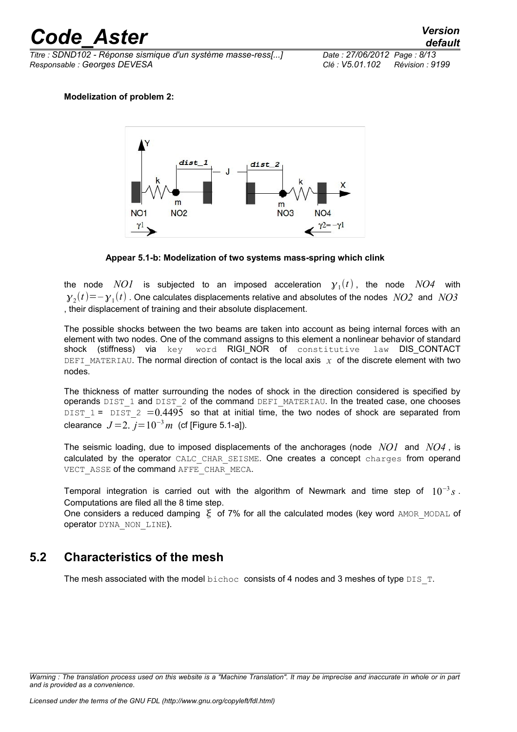**Modelization of problem 2:**

**Appear 5.1-b: Modelization of two systems mass-spring which clink**

the node $NO1$ is subjected to an imposed acceleration $\gamma_1(t)$, the node $NO4$ with $\gamma_2(t)=-\gamma_1(t)$. One calculates displacements relative and absolutes of the nodes $NO2$ and $NO3$, their displacement of training and their absolute displacement.

The possible shocks between the two beams are taken into account as being internal forces with an element with two nodes. One of the command assigns to this element a nonlinear behavior of standard shock (stiffness) via key word RIGI_NOR of constitutive law DIS_CONTACT DEFI_MATERIAU. The normal direction of contact is the local axis $x$ of the discrete element with two nodes.

The thickness of matter surrounding the nodes of shock in the direction considered is specified by operands DIST_1 and DIST_2 of the command DEFI_MATERIAU. In the treated case, one chooses DIST_1 = DIST_2 $=0.4495$ so that at initial time, the two nodes of shock are separated from clearance $J=2.\ j=10^{-3}m$ (cf [Figure 5.1-a]).

The seismic loading, due to imposed displacements of the anchorages (node $NO1$ and $NO4$, is calculated by the operator CALC_CHAR_SEISME. One creates a concept charges from operand VECT_ASSE of the command AFFE_CHAR_MECA.

Temporal integration is carried out with the algorithm of Newmark and time step of $10^{-3}s$. Computations are filed all the 8 time step.
One considers a reduced damping $\xi$ of 7% for all the calculated modes (key word AMOR_MODAL of operator DYNA_NON_LINE).

## 5.2 Characteristics of the mesh

The mesh associated with the model bichoc consists of 4 nodes and 3 meshes of type DIS_T.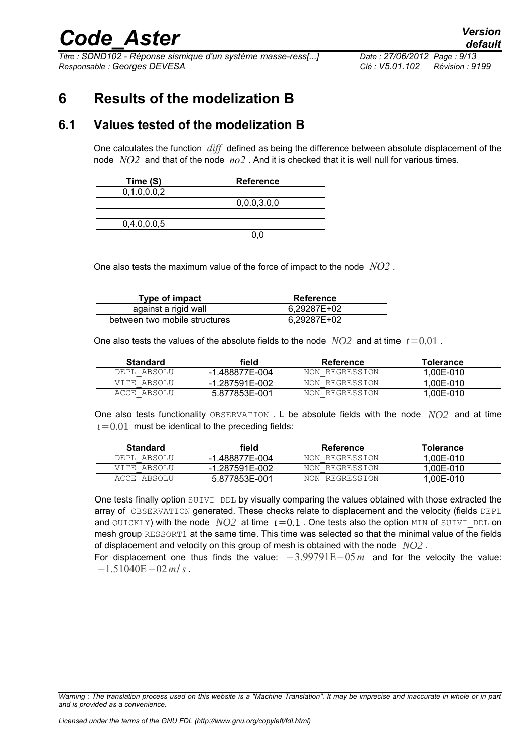# 6 Results of the modelization B

## 6.1 Values tested of the modelization B

One calculates the function $diff$ defined as being the difference between absolute displacement of the node $NO2$ and that of the node $no2$. And it is checked that it is well null for various times.

| Time (S) | Reference |
|---|---|
| 0,1.0,0.0,2 | |
| | 0,0.0,3.0,0 |
| | |
| 0,4.0,0.0,5 | |
| | 0,0 |

One also tests the maximum value of the force of impact to the node $NO2$.

| Type of impact | Reference |
|---|---|
| against a rigid wall | 6,29287E+02 |
| between two mobile structures | 6,29287E+02 |

One also tests the values of the absolute fields to the node $NO2$ and at time $t=0.01$.

| Standard | field | Reference | Tolerance |
|---|---|---|---|
| DEPL_ABSOLU | -1.488877E-004 | NON_REGRESSION | 1,00E-010 |
| VITE_ABSOLU | -1.287591E-002 | NON_REGRESSION | 1,00E-010 |
| ACCE_ABSOLU | 5.877853E-001 | NON_REGRESSION | 1,00E-010 |

One also tests functionality OBSERVATION . L be absolute fields with the node $NO2$ and at time $t=0.01$ must be identical to the preceding fields:

| Standard | field | Reference | Tolerance |
|---|---|---|---|
| DEPL_ABSOLU | -1.488877E-004 | NON_REGRESSION | 1,00E-010 |
| VITE_ABSOLU | -1.287591E-002 | NON_REGRESSION | 1,00E-010 |
| ACCE_ABSOLU | 5.877853E-001 | NON_REGRESSION | 1,00E-010 |

One tests finally option SUIVI_DDL by visually comparing the values obtained with those extracted the array of OBSERVATION generated. These checks relate to displacement and the velocity (fields DEPL and QUICKLY) with the node $NO2$ at time $t=0.1$. One tests also the option MIN of SUIVI_DDL on mesh group RESSORT1 at the same time. This time was selected so that the minimal value of the fields of displacement and velocity on this group of mesh is obtained with the node $NO2$.

For displacement one thus finds the value: $-3.99791\text{E}-05\,m$ and for the velocity the value: $-1.51040\text{E}-02\,m/s$.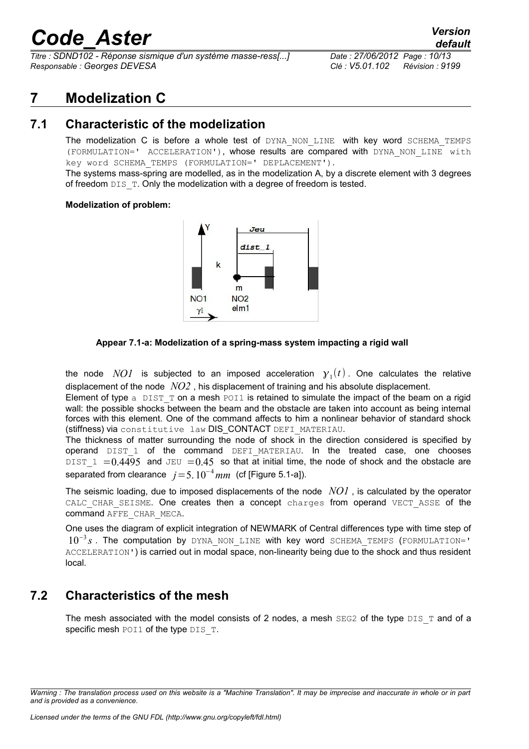# 7 Modelization C

## 7.1 Characteristic of the modelization

The modelization C is before a whole test of DYNA_NON_LINE with key word SCHEMA_TEMPS (FORMULATION=' ACCELERATION'), whose results are compared with DYNA_NON_LINE with key word SCHEMA_TEMPS (FORMULATION=' DEPLACEMENT').

The systems mass-spring are modelled, as in the modelization A, by a discrete element with 3 degrees of freedom DIS_T. Only the modelization with a degree of freedom is tested.

**Modelization of problem:**

**Appear 7.1-a: Modelization of a spring-mass system impacting a rigid wall**

the node $NO1$ is subjected to an imposed acceleration $\gamma_1(t)$. One calculates the relative displacement of the node $NO2$, his displacement of training and his absolute displacement.

Element of type a DIST_T on a mesh POI1 is retained to simulate the impact of the beam on a rigid wall: the possible shocks between the beam and the obstacle are taken into account as being internal forces with this element. One of the command affects to him a nonlinear behavior of standard shock (stiffness) via constitutive law DIS_CONTACT DEFI_MATERIAU.

The thickness of matter surrounding the node of shock in the direction considered is specified by operand DIST_1 of the command DEFI_MATERIAU. In the treated case, one chooses DIST_1 $=0.4495$ and JEU $=0.45$ so that at initial time, the node of shock and the obstacle are separated from clearance $j=5.10^{-4}mm$ (cf [Figure 5.1-a]).

The seismic loading, due to imposed displacements of the node $NO1$, is calculated by the operator CALC_CHAR_SEISME. One creates then a concept charges from operand VECT_ASSE of the command AFFE_CHAR_MECA.

One uses the diagram of explicit integration of NEWMARK of Central differences type with time step of $10^{-3}s$. The computation by DYNA_NON_LINE with key word SCHEMA_TEMPS (FORMULATION=' ACCELERATION') is carried out in modal space, non-linearity being due to the shock and thus resident local.

## 7.2 Characteristics of the mesh

The mesh associated with the model consists of 2 nodes, a mesh SEG2 of the type DIS_T and of a specific mesh POI1 of the type DIS_T.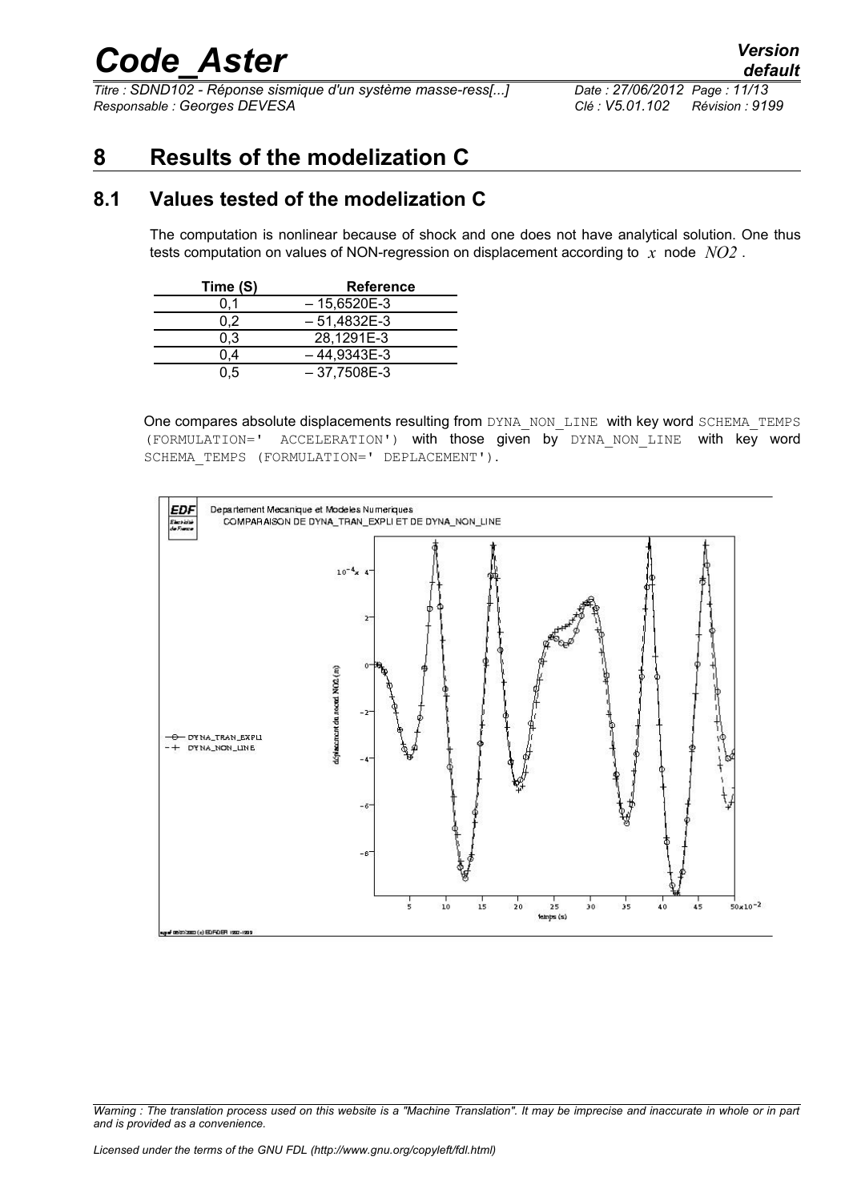# 8 Results of the modelization C

## 8.1 Values tested of the modelization C

The computation is nonlinear because of shock and one does not have analytical solution. One thus tests computation on values of NON-regression on displacement according to $x$ node $NO2$.

| Time (S) | Reference |
|---|---|
| 0,1 | – 15,6520E-3 |
| 0,2 | – 51,4832E-3 |
| 0,3 | 28,1291E-3 |
| 0,4 | – 44,9343E-3 |
| 0,5 | – 37,7508E-3 |

One compares absolute displacements resulting from DYNA_NON_LINE with key word SCHEMA_TEMPS (FORMULATION=' ACCELERATION') with those given by DYNA_NON_LINE with key word SCHEMA_TEMPS (FORMULATION=' DEPLACEMENT').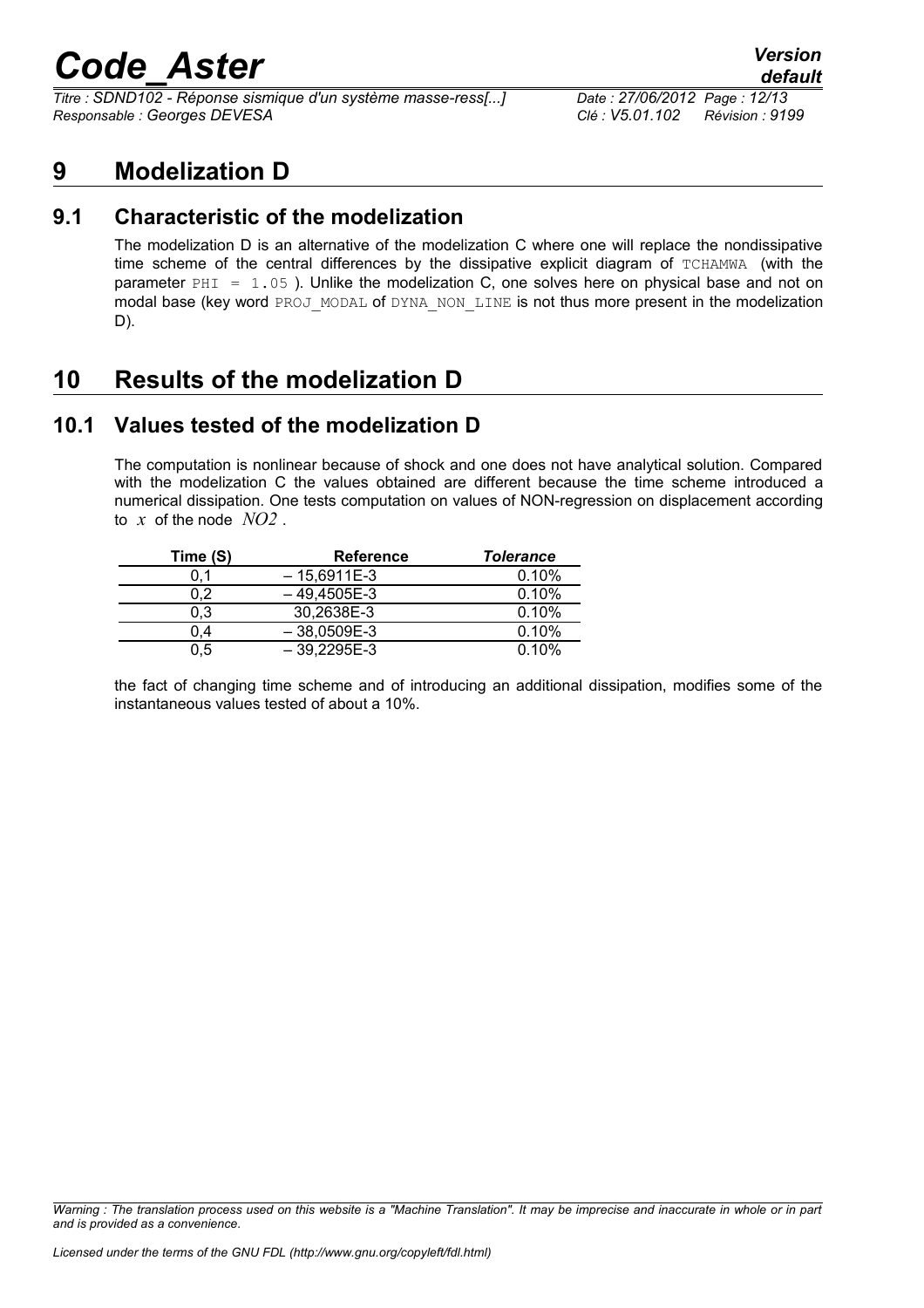# 9 Modelization D

## 9.1 Characteristic of the modelization

The modelization D is an alternative of the modelization C where one will replace the nondissipative time scheme of the central differences by the dissipative explicit diagram of `TCHAMWA` (with the parameter `PHI = 1.05` ). Unlike the modelization C, one solves here on physical base and not on modal base (key word `PROJ_MODAL` of `DYNA_NON_LINE` is not thus more present in the modelization D).

# 10 Results of the modelization D

## 10.1 Values tested of the modelization D

The computation is nonlinear because of shock and one does not have analytical solution. Compared with the modelization C the values obtained are different because the time scheme introduced a numerical dissipation. One tests computation on values of NON-regression on displacement according to $x$ of the node $NO2$ .

| Time (S) | Reference | *Tolerance* |
|---|---|---|
| 0,1 | – 15,6911E-3 | 0.10% |
| 0,2 | – 49,4505E-3 | 0.10% |
| 0,3 | 30,2638E-3 | 0.10% |
| 0,4 | – 38,0509E-3 | 0.10% |
| 0,5 | – 39,2295E-3 | 0.10% |

the fact of changing time scheme and of introducing an additional dissipation, modifies some of the instantaneous values tested of about a 10%.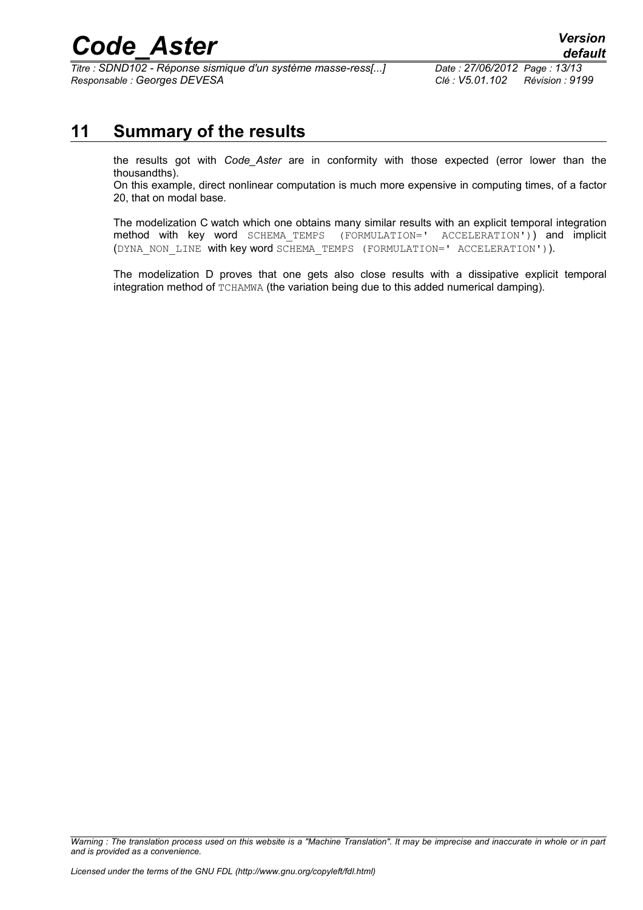## 11 Summary of the results

the results got with *Code_Aster* are in conformity with those expected (error lower than the thousandths).
On this example, direct nonlinear computation is much more expensive in computing times, of a factor 20, that on modal base.

The modelization C watch which one obtains many similar results with an explicit temporal integration method with key word `SCHEMA_TEMPS (FORMULATION=' ACCELERATION'))` and implicit (`DYNA_NON_LINE` with key word `SCHEMA_TEMPS (FORMULATION=' ACCELERATION')`).

The modelization D proves that one gets also close results with a dissipative explicit temporal integration method of `TCHAMWA` (the variation being due to this added numerical damping).